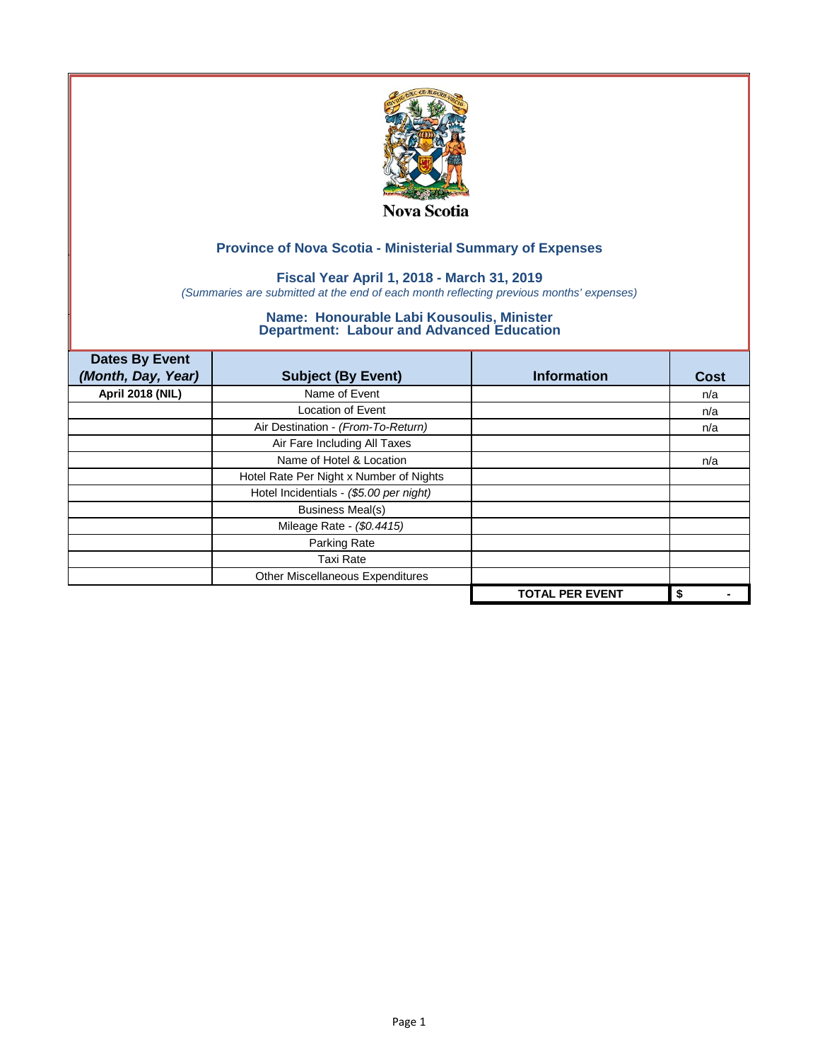Nova Scotia

## Province of Nova Scotia - Ministerial Summary of Expenses

### Fiscal Year April 1, 2018 - March 31, 2019

*(Summaries are submitted at the end of each month reflecting previous months' expenses)*

### Name: Honourable Labi Kousoulis, Minister
### Department: Labour and Advanced Education

| Dates By Event *(Month, Day, Year)* | Subject (By Event) | Information | Cost |
|---|---|---|---|
| **April 2018 (NIL)** | Name of Event | | n/a |
| | Location of Event | | n/a |
| | Air Destination - *(From-To-Return)* | | n/a |
| | Air Fare Including All Taxes | | |
| | Name of Hotel & Location | | n/a |
| | Hotel Rate Per Night x Number of Nights | | |
| | Hotel Incidentials - *($5.00 per night)* | | |
| | Business Meal(s) | | |
| | Mileage Rate - *($0.4415)* | | |
| | Parking Rate | | |
| | Taxi Rate | | |
| | Other Miscellaneous Expenditures | | |
| | | **TOTAL PER EVENT** | **$ -** |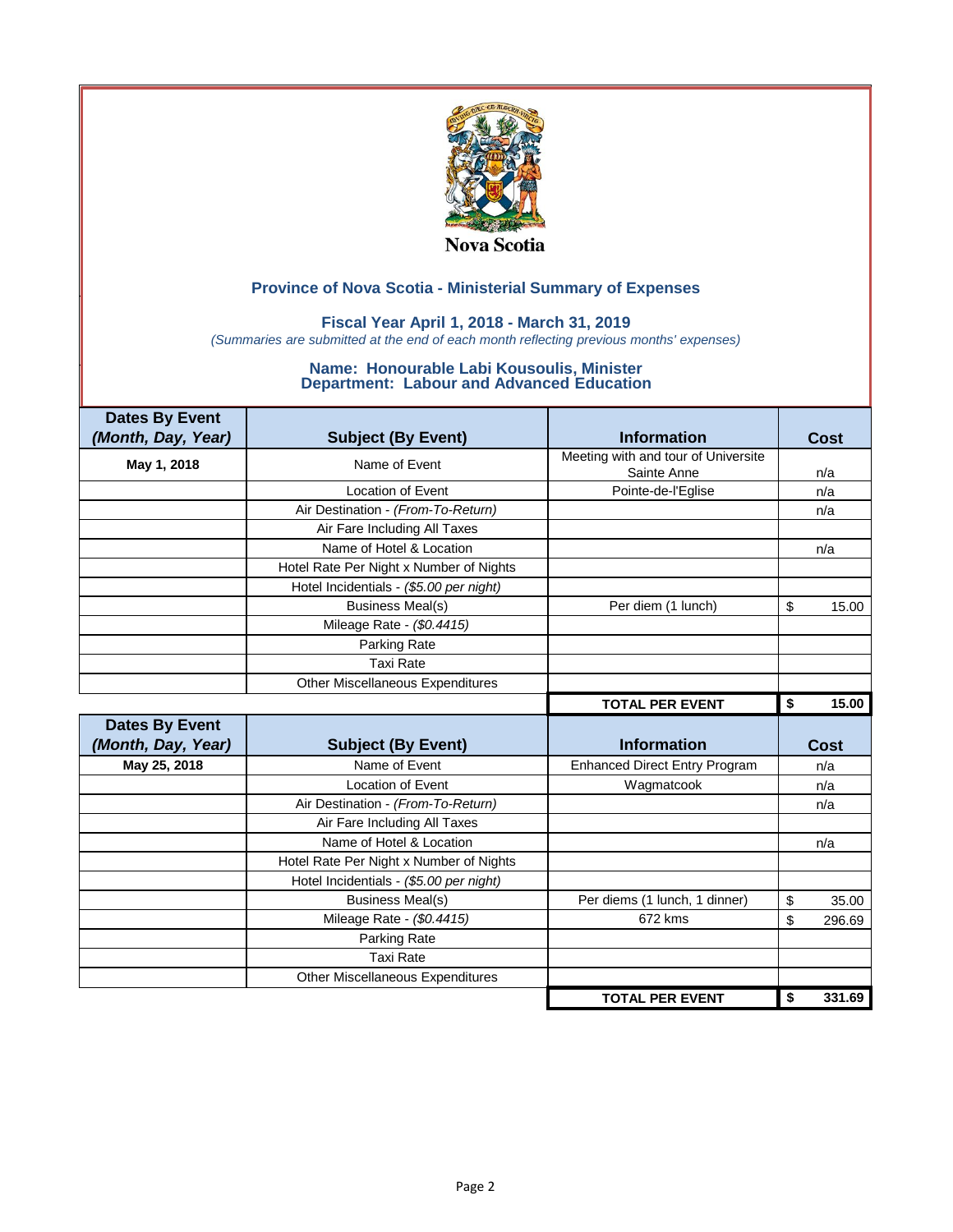Nova Scotia

## Province of Nova Scotia - Ministerial Summary of Expenses

### Fiscal Year April 1, 2018 - March 31, 2019

*(Summaries are submitted at the end of each month reflecting previous months' expenses)*

### Name: Honourable Labi Kousoulis, Minister
### Department: Labour and Advanced Education

| Dates By Event *(Month, Day, Year)* | Subject (By Event) | Information | Cost |
|---|---|---|---|
| **May 1, 2018** | Name of Event | Meeting with and tour of Universite Sainte Anne | n/a |
| | Location of Event | Pointe-de-l'Eglise | n/a |
| | Air Destination - *(From-To-Return)* | | n/a |
| | Air Fare Including All Taxes | | |
| | Name of Hotel & Location | | n/a |
| | Hotel Rate Per Night x Number of Nights | | |
| | Hotel Incidentials - *($5.00 per night)* | | |
| | Business Meal(s) | Per diem (1 lunch) | $ 15.00 |
| | Mileage Rate - *($0.4415)* | | |
| | Parking Rate | | |
| | Taxi Rate | | |
| | Other Miscellaneous Expenditures | | |
| | | **TOTAL PER EVENT** | **$ 15.00** |

| Dates By Event *(Month, Day, Year)* | Subject (By Event) | Information | Cost |
|---|---|---|---|
| **May 25, 2018** | Name of Event | Enhanced Direct Entry Program | n/a |
| | Location of Event | Wagmatcook | n/a |
| | Air Destination - *(From-To-Return)* | | n/a |
| | Air Fare Including All Taxes | | |
| | Name of Hotel & Location | | n/a |
| | Hotel Rate Per Night x Number of Nights | | |
| | Hotel Incidentials - *($5.00 per night)* | | |
| | Business Meal(s) | Per diems (1 lunch, 1 dinner) | $ 35.00 |
| | Mileage Rate - *($0.4415)* | 672 kms | $ 296.69 |
| | Parking Rate | | |
| | Taxi Rate | | |
| | Other Miscellaneous Expenditures | | |
| | | **TOTAL PER EVENT** | **$ 331.69** |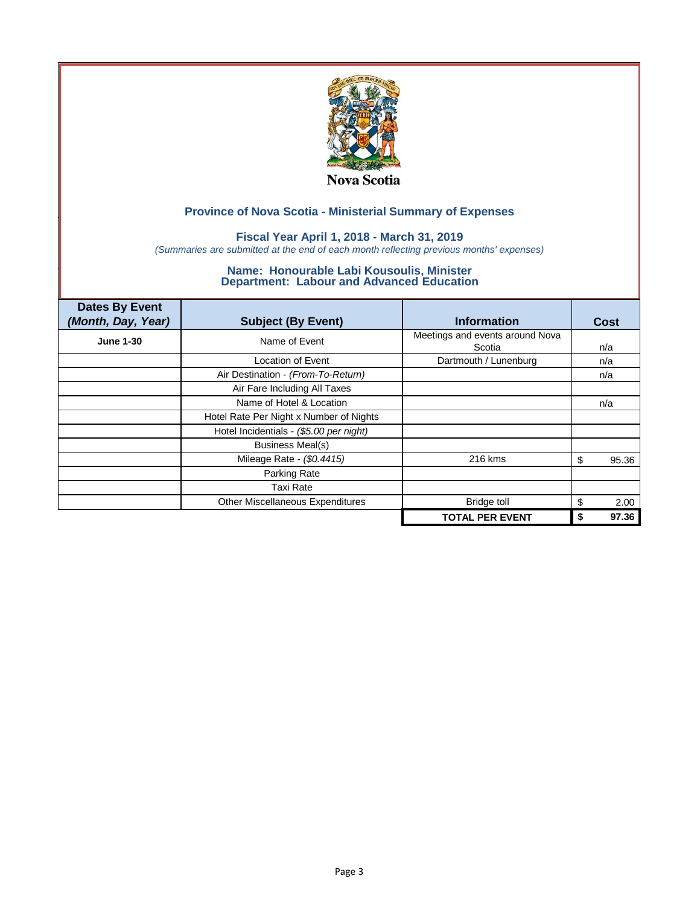Nova Scotia

## Province of Nova Scotia - Ministerial Summary of Expenses

### Fiscal Year April 1, 2018 - March 31, 2019

*(Summaries are submitted at the end of each month reflecting previous months' expenses)*

### Name: Honourable Labi Kousoulis, Minister
### Department: Labour and Advanced Education

| Dates By Event *(Month, Day, Year)* | Subject (By Event) | Information | Cost |
|---|---|---|---|
| **June 1-30** | Name of Event | Meetings and events around Nova Scotia | n/a |
| | Location of Event | Dartmouth / Lunenburg | n/a |
| | Air Destination - *(From-To-Return)* | | n/a |
| | Air Fare Including All Taxes | | |
| | Name of Hotel & Location | | n/a |
| | Hotel Rate Per Night x Number of Nights | | |
| | Hotel Incidentials - *($5.00 per night)* | | |
| | Business Meal(s) | | |
| | Mileage Rate - *($0.4415)* | 216 kms | $ 95.36 |
| | Parking Rate | | |
| | Taxi Rate | | |
| | Other Miscellaneous Expenditures | Bridge toll | $ 2.00 |
| | | **TOTAL PER EVENT** | **$ 97.36** |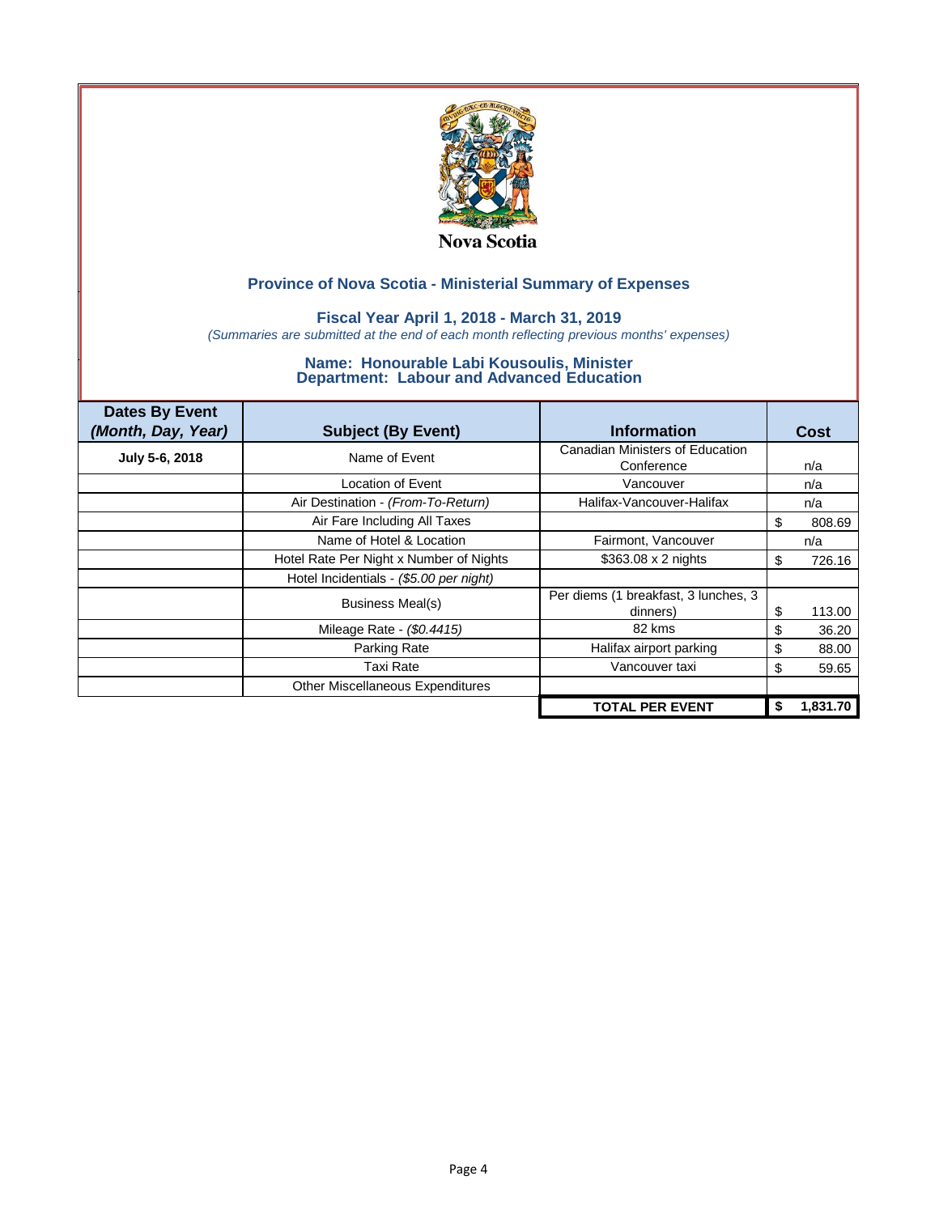Nova Scotia

## Province of Nova Scotia - Ministerial Summary of Expenses

### Fiscal Year April 1, 2018 - March 31, 2019

*(Summaries are submitted at the end of each month reflecting previous months' expenses)*

### Name: Honourable Labi Kousoulis, Minister
### Department: Labour and Advanced Education

| Dates By Event *(Month, Day, Year)* | Subject (By Event) | Information | Cost |
|---|---|---|---|
| **July 5-6, 2018** | Name of Event | Canadian Ministers of Education Conference | n/a |
| | Location of Event | Vancouver | n/a |
| | Air Destination - *(From-To-Return)* | Halifax-Vancouver-Halifax | n/a |
| | Air Fare Including All Taxes | | $ 808.69 |
| | Name of Hotel & Location | Fairmont, Vancouver | n/a |
| | Hotel Rate Per Night x Number of Nights | $363.08 x 2 nights | $ 726.16 |
| | Hotel Incidentials - *($5.00 per night)* | | |
| | Business Meal(s) | Per diems (1 breakfast, 3 lunches, 3 dinners) | $ 113.00 |
| | Mileage Rate - *($0.4415)* | 82 kms | $ 36.20 |
| | Parking Rate | Halifax airport parking | $ 88.00 |
| | Taxi Rate | Vancouver taxi | $ 59.65 |
| | Other Miscellaneous Expenditures | | |
| | | **TOTAL PER EVENT** | **$ 1,831.70** |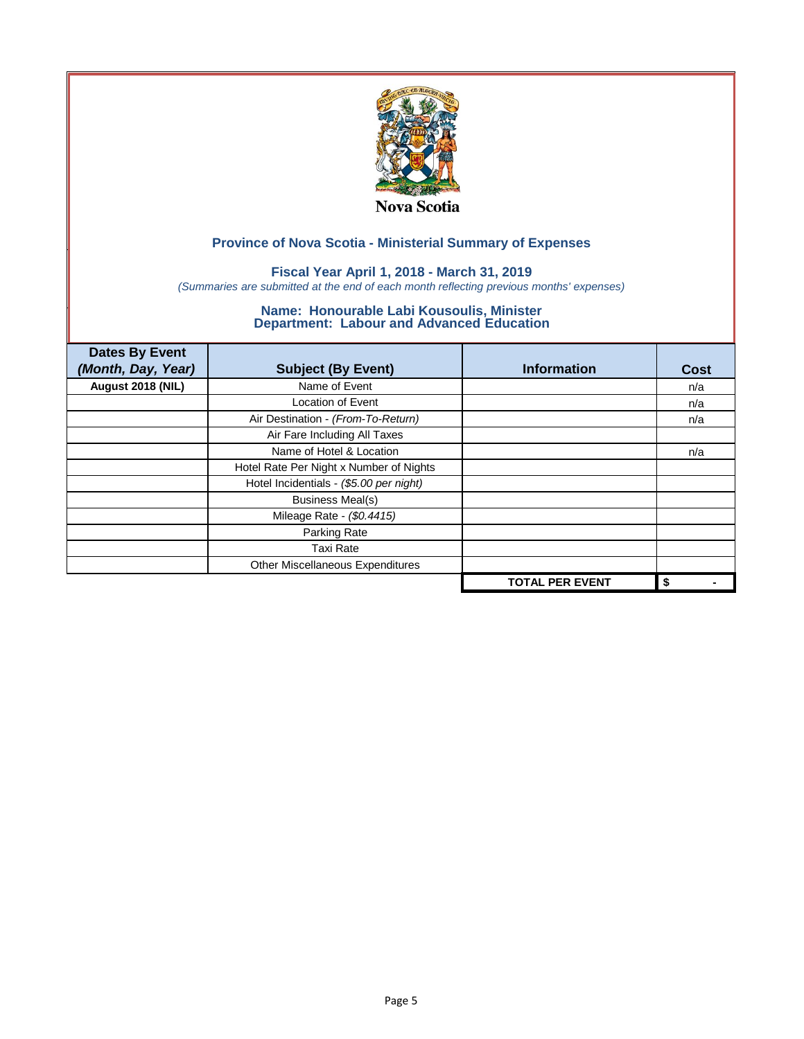Nova Scotia

## Province of Nova Scotia - Ministerial Summary of Expenses

### Fiscal Year April 1, 2018 - March 31, 2019

*(Summaries are submitted at the end of each month reflecting previous months' expenses)*

### Name: Honourable Labi Kousoulis, Minister
### Department: Labour and Advanced Education

| Dates By Event *(Month, Day, Year)* | Subject (By Event) | Information | Cost |
|---|---|---|---|
| **August 2018 (NIL)** | Name of Event | | n/a |
| | Location of Event | | n/a |
| | Air Destination - *(From-To-Return)* | | n/a |
| | Air Fare Including All Taxes | | |
| | Name of Hotel & Location | | n/a |
| | Hotel Rate Per Night x Number of Nights | | |
| | Hotel Incidentials - *($5.00 per night)* | | |
| | Business Meal(s) | | |
| | Mileage Rate - *($0.4415)* | | |
| | Parking Rate | | |
| | Taxi Rate | | |
| | Other Miscellaneous Expenditures | | |
| | | **TOTAL PER EVENT** | **$ -** |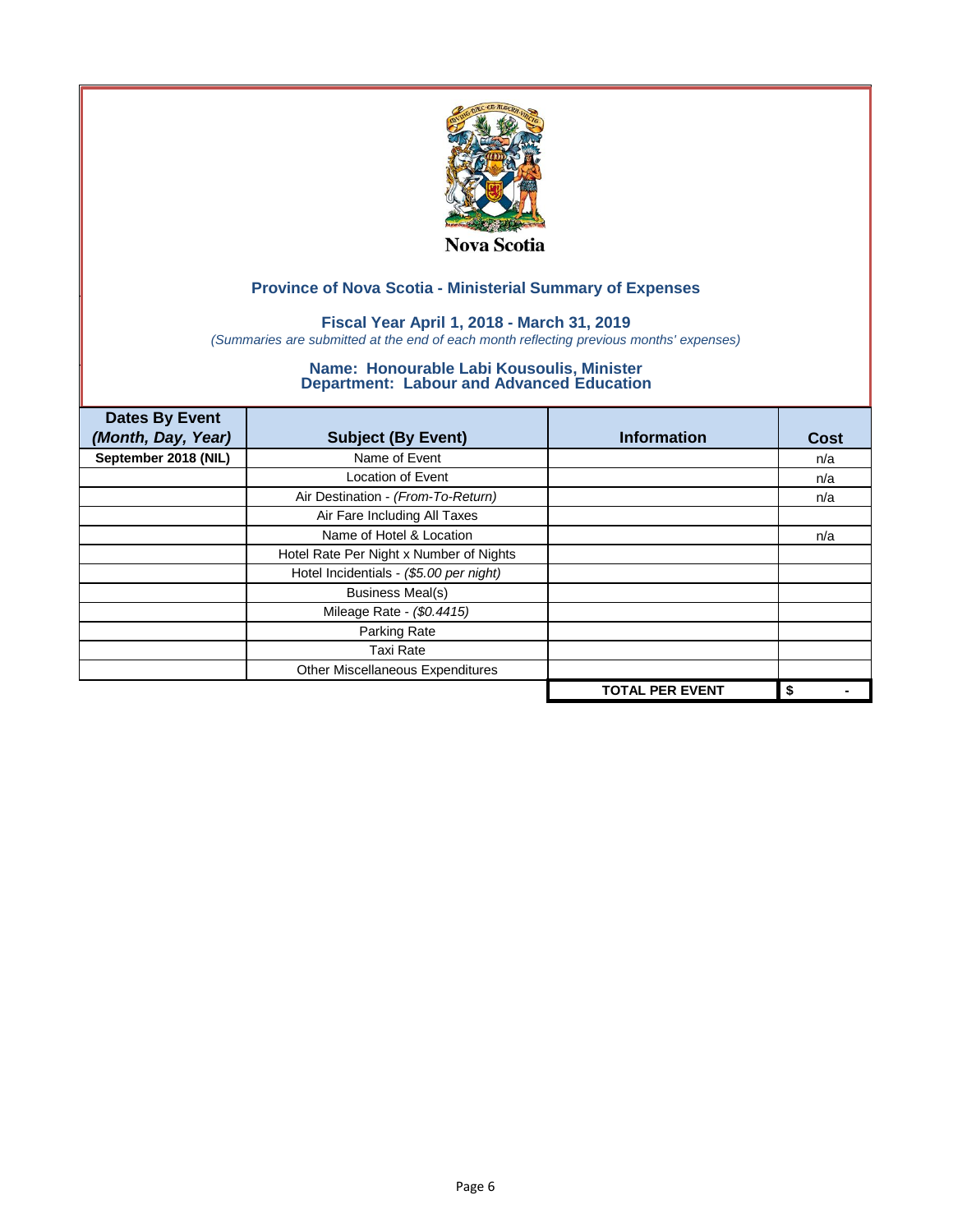Nova Scotia

## Province of Nova Scotia - Ministerial Summary of Expenses

### Fiscal Year April 1, 2018 - March 31, 2019

*(Summaries are submitted at the end of each month reflecting previous months' expenses)*

### Name: Honourable Labi Kousoulis, Minister
### Department: Labour and Advanced Education

| Dates By Event *(Month, Day, Year)* | Subject (By Event) | Information | Cost |
|---|---|---|---|
| **September 2018 (NIL)** | Name of Event | | n/a |
| | Location of Event | | n/a |
| | Air Destination - *(From-To-Return)* | | n/a |
| | Air Fare Including All Taxes | | |
| | Name of Hotel & Location | | n/a |
| | Hotel Rate Per Night x Number of Nights | | |
| | Hotel Incidentials - *($5.00 per night)* | | |
| | Business Meal(s) | | |
| | Mileage Rate - *($0.4415)* | | |
| | Parking Rate | | |
| | Taxi Rate | | |
| | Other Miscellaneous Expenditures | | |
| | | **TOTAL PER EVENT** | **$ -** |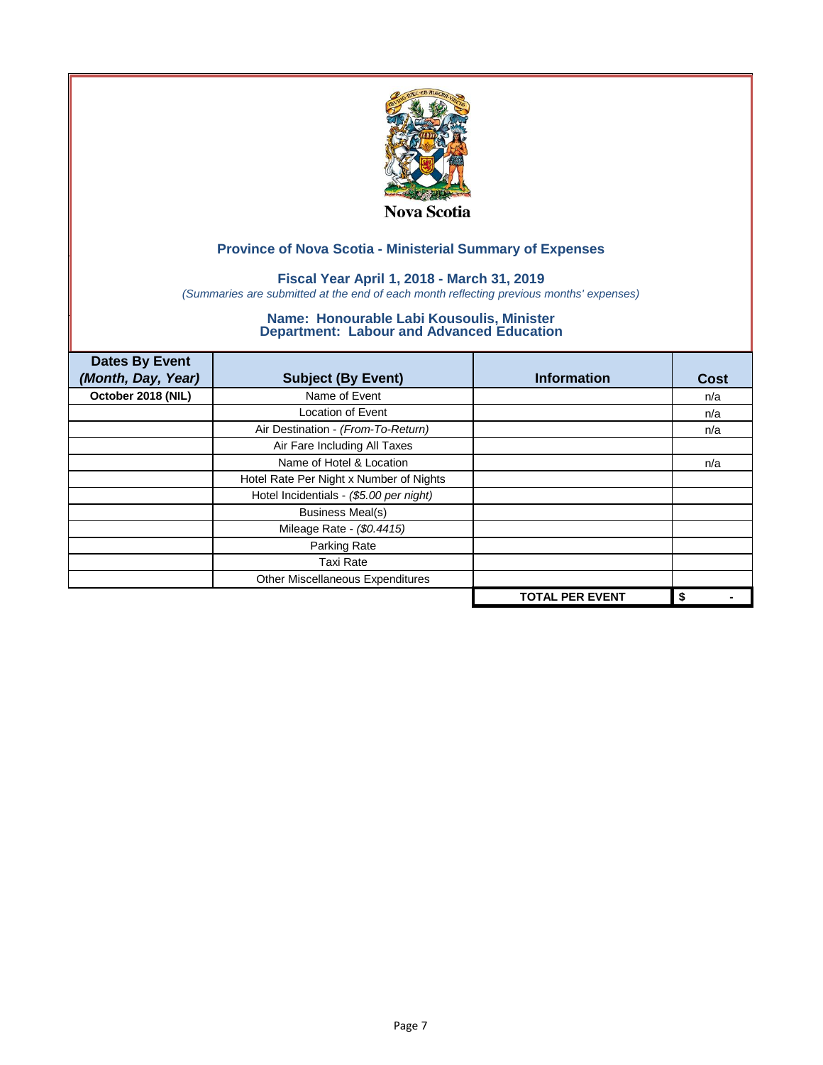Nova Scotia

## Province of Nova Scotia - Ministerial Summary of Expenses

### Fiscal Year April 1, 2018 - March 31, 2019

*(Summaries are submitted at the end of each month reflecting previous months' expenses)*

### Name: Honourable Labi Kousoulis, Minister
### Department: Labour and Advanced Education

| Dates By Event *(Month, Day, Year)* | Subject (By Event) | Information | Cost |
|---|---|---|---|
| **October 2018 (NIL)** | Name of Event | | n/a |
| | Location of Event | | n/a |
| | Air Destination - *(From-To-Return)* | | n/a |
| | Air Fare Including All Taxes | | |
| | Name of Hotel & Location | | n/a |
| | Hotel Rate Per Night x Number of Nights | | |
| | Hotel Incidentials - *($5.00 per night)* | | |
| | Business Meal(s) | | |
| | Mileage Rate - *($0.4415)* | | |
| | Parking Rate | | |
| | Taxi Rate | | |
| | Other Miscellaneous Expenditures | | |
| | | **TOTAL PER EVENT** | **$ -** |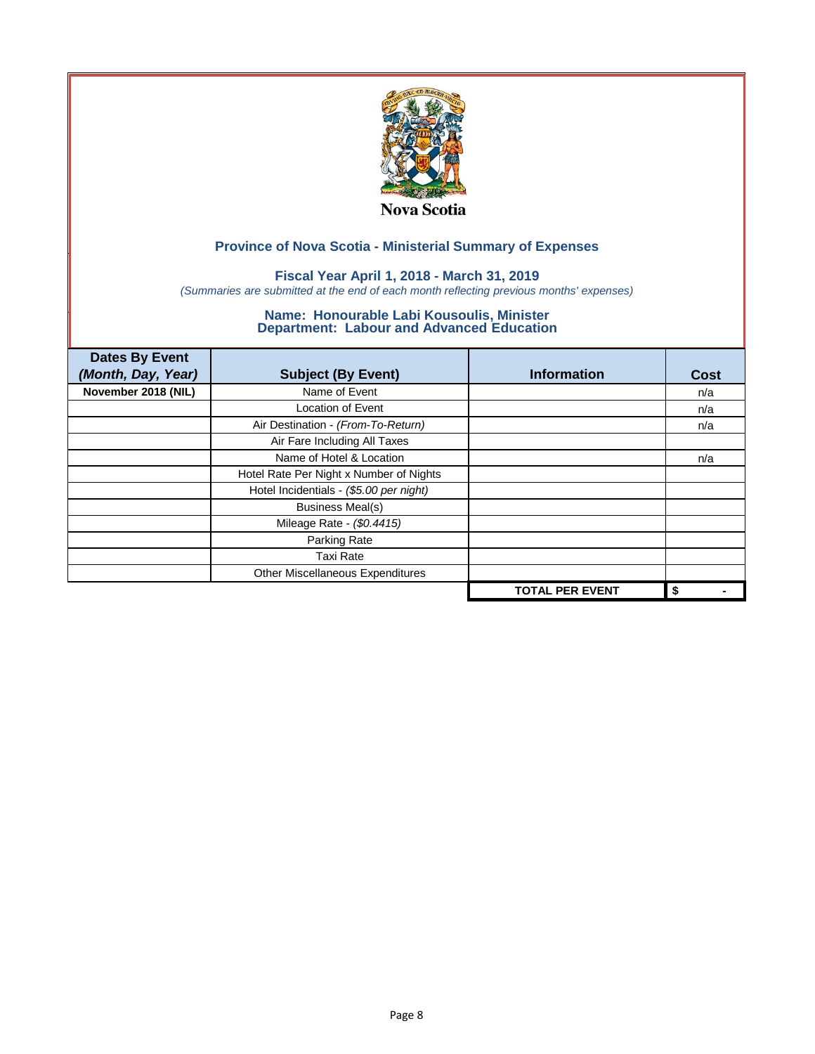Nova Scotia

## Province of Nova Scotia - Ministerial Summary of Expenses

### Fiscal Year April 1, 2018 - March 31, 2019

*(Summaries are submitted at the end of each month reflecting previous months' expenses)*

### Name: Honourable Labi Kousoulis, Minister
### Department: Labour and Advanced Education

| Dates By Event *(Month, Day, Year)* | Subject (By Event) | Information | Cost |
|---|---|---|---|
| **November 2018 (NIL)** | Name of Event | | n/a |
| | Location of Event | | n/a |
| | Air Destination - *(From-To-Return)* | | n/a |
| | Air Fare Including All Taxes | | |
| | Name of Hotel & Location | | n/a |
| | Hotel Rate Per Night x Number of Nights | | |
| | Hotel Incidentials - *($5.00 per night)* | | |
| | Business Meal(s) | | |
| | Mileage Rate - *($0.4415)* | | |
| | Parking Rate | | |
| | Taxi Rate | | |
| | Other Miscellaneous Expenditures | | |
| | | **TOTAL PER EVENT** | **$ -** |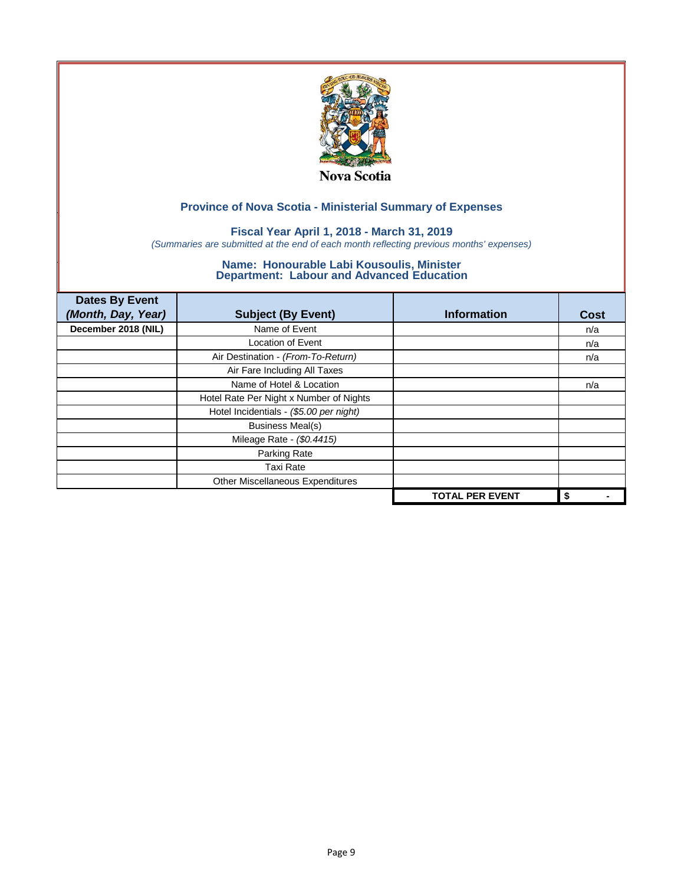Nova Scotia

## Province of Nova Scotia - Ministerial Summary of Expenses

### Fiscal Year April 1, 2018 - March 31, 2019

*(Summaries are submitted at the end of each month reflecting previous months' expenses)*

### Name: Honourable Labi Kousoulis, Minister
### Department: Labour and Advanced Education

| Dates By Event *(Month, Day, Year)* | Subject (By Event) | Information | Cost |
|---|---|---|---|
| **December 2018 (NIL)** | Name of Event | | n/a |
| | Location of Event | | n/a |
| | Air Destination - *(From-To-Return)* | | n/a |
| | Air Fare Including All Taxes | | |
| | Name of Hotel & Location | | n/a |
| | Hotel Rate Per Night x Number of Nights | | |
| | Hotel Incidentials - *($5.00 per night)* | | |
| | Business Meal(s) | | |
| | Mileage Rate - *($0.4415)* | | |
| | Parking Rate | | |
| | Taxi Rate | | |
| | Other Miscellaneous Expenditures | | |
| | | **TOTAL PER EVENT** | **$ -** |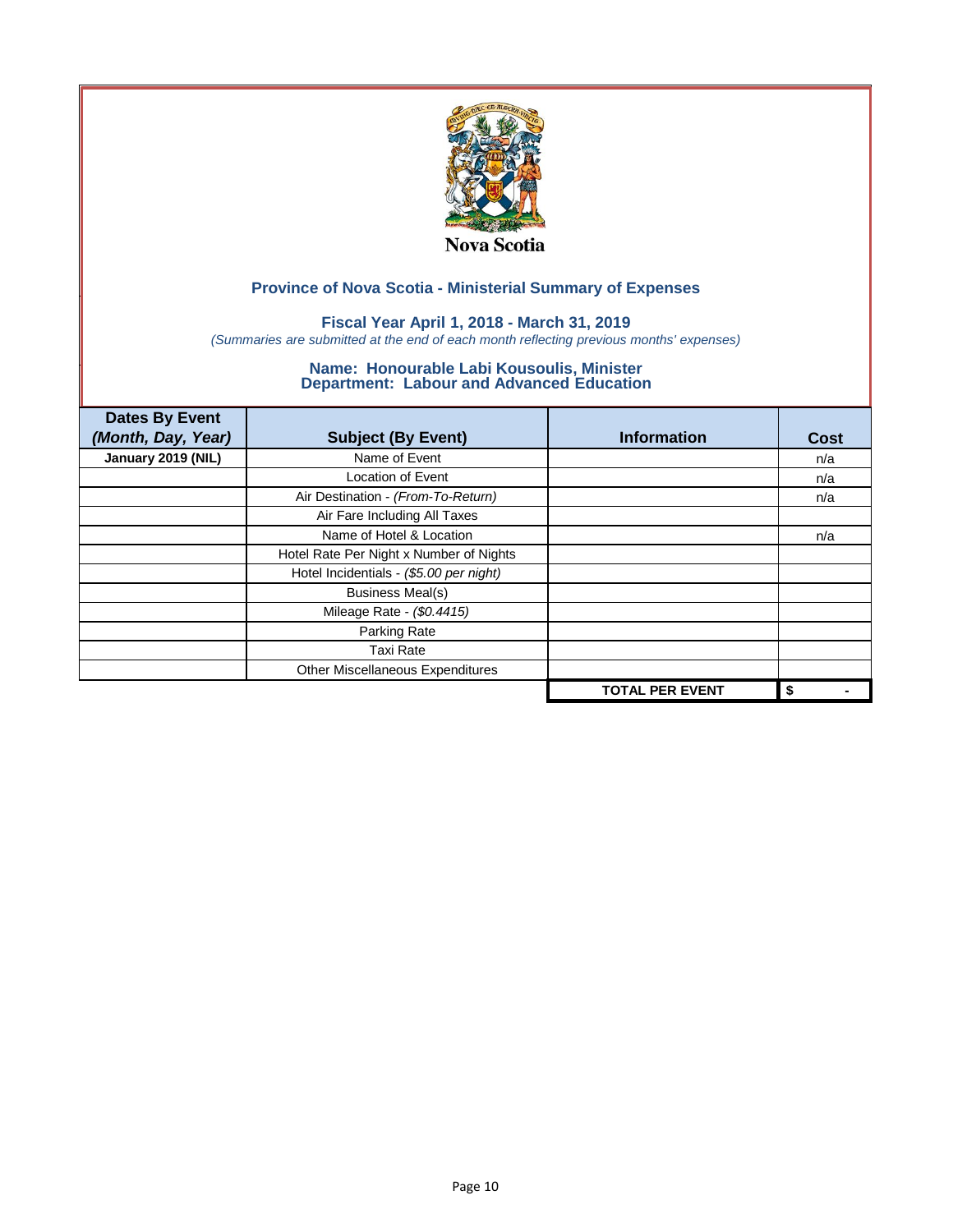Nova Scotia

## Province of Nova Scotia - Ministerial Summary of Expenses

### Fiscal Year April 1, 2018 - March 31, 2019

*(Summaries are submitted at the end of each month reflecting previous months' expenses)*

### Name: Honourable Labi Kousoulis, Minister
### Department: Labour and Advanced Education

| Dates By Event *(Month, Day, Year)* | Subject (By Event) | Information | Cost |
|---|---|---|---|
| **January 2019 (NIL)** | Name of Event | | n/a |
| | Location of Event | | n/a |
| | Air Destination - *(From-To-Return)* | | n/a |
| | Air Fare Including All Taxes | | |
| | Name of Hotel & Location | | n/a |
| | Hotel Rate Per Night x Number of Nights | | |
| | Hotel Incidentials - *($5.00 per night)* | | |
| | Business Meal(s) | | |
| | Mileage Rate - *($0.4415)* | | |
| | Parking Rate | | |
| | Taxi Rate | | |
| | Other Miscellaneous Expenditures | | |
| | | **TOTAL PER EVENT** | **$ -** |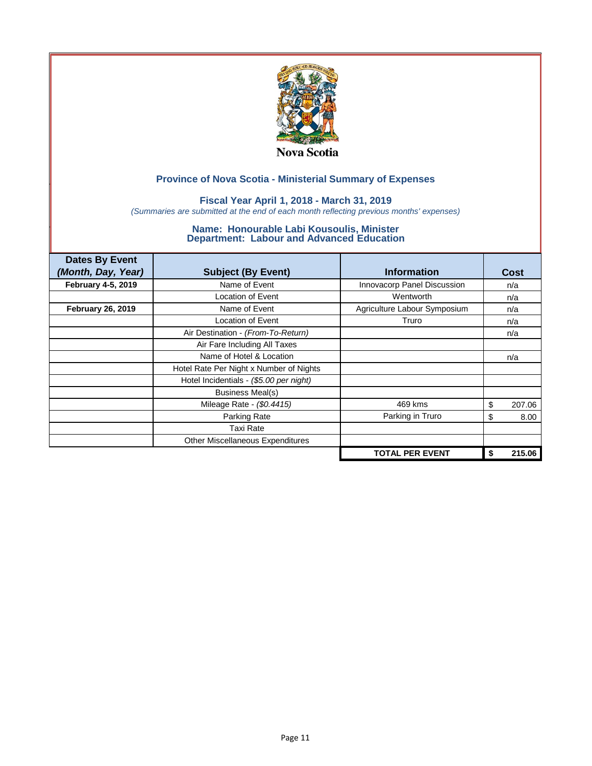Nova Scotia

## Province of Nova Scotia - Ministerial Summary of Expenses

### Fiscal Year April 1, 2018 - March 31, 2019

*(Summaries are submitted at the end of each month reflecting previous months' expenses)*

### Name: Honourable Labi Kousoulis, Minister
### Department: Labour and Advanced Education

| Dates By Event *(Month, Day, Year)* | Subject (By Event) | Information | Cost |
|---|---|---|---|
| **February 4-5, 2019** | Name of Event | Innovacorp Panel Discussion | n/a |
| | Location of Event | Wentworth | n/a |
| **February 26, 2019** | Name of Event | Agriculture Labour Symposium | n/a |
| | Location of Event | Truro | n/a |
| | Air Destination - *(From-To-Return)* | | n/a |
| | Air Fare Including All Taxes | | |
| | Name of Hotel & Location | | n/a |
| | Hotel Rate Per Night x Number of Nights | | |
| | Hotel Incidentials - *($5.00 per night)* | | |
| | Business Meal(s) | | |
| | Mileage Rate - *($0.4415)* | 469 kms | $ 207.06 |
| | Parking Rate | Parking in Truro | $ 8.00 |
| | Taxi Rate | | |
| | Other Miscellaneous Expenditures | | |
| | | **TOTAL PER EVENT** | **$ 215.06** |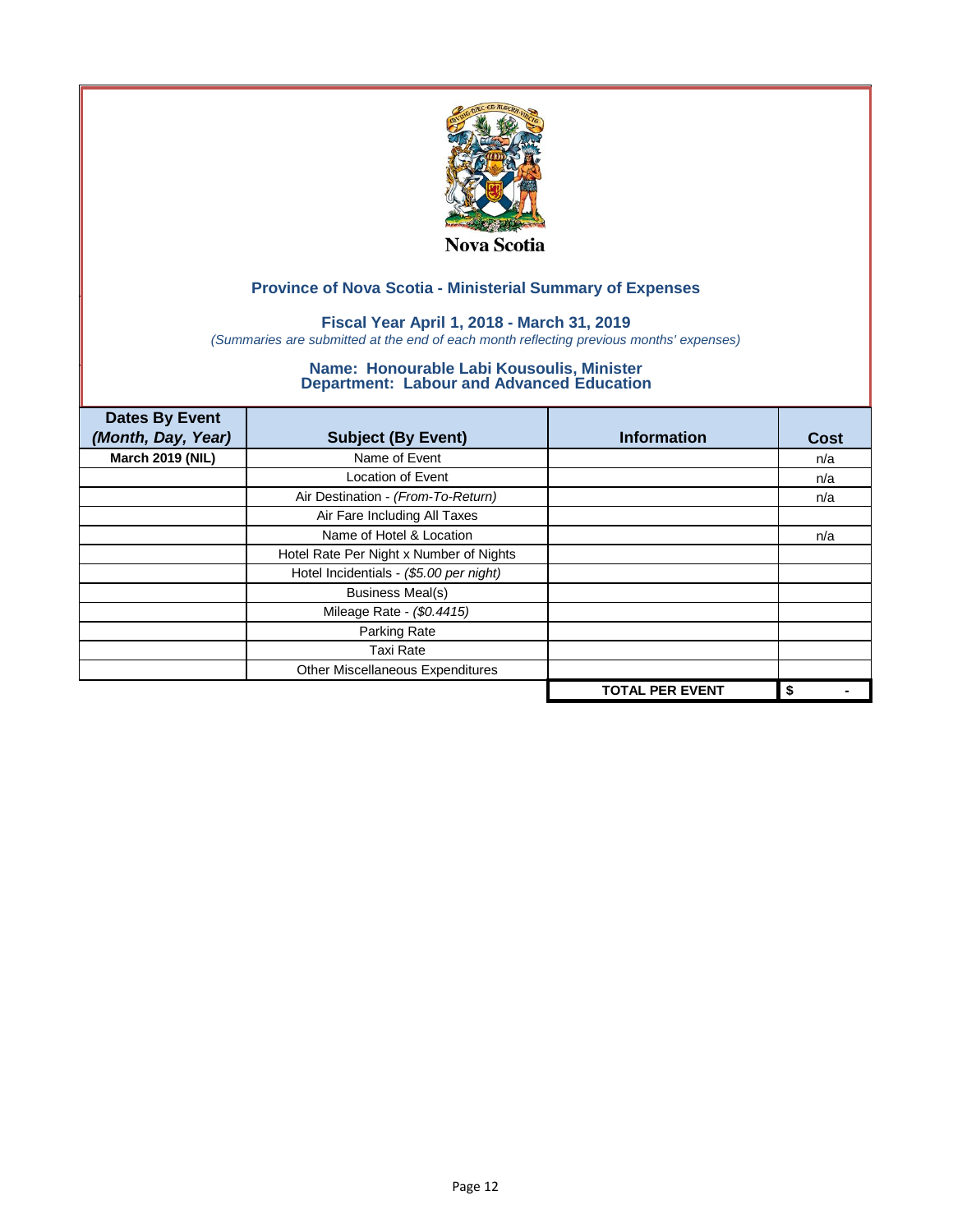Nova Scotia

## Province of Nova Scotia - Ministerial Summary of Expenses

### Fiscal Year April 1, 2018 - March 31, 2019

*(Summaries are submitted at the end of each month reflecting previous months' expenses)*

### Name: Honourable Labi Kousoulis, Minister
### Department: Labour and Advanced Education

| Dates By Event *(Month, Day, Year)* | Subject (By Event) | Information | Cost |
|---|---|---|---|
| **March 2019 (NIL)** | Name of Event | | n/a |
| | Location of Event | | n/a |
| | Air Destination - *(From-To-Return)* | | n/a |
| | Air Fare Including All Taxes | | |
| | Name of Hotel & Location | | n/a |
| | Hotel Rate Per Night x Number of Nights | | |
| | Hotel Incidentials - *($5.00 per night)* | | |
| | Business Meal(s) | | |
| | Mileage Rate - *($0.4415)* | | |
| | Parking Rate | | |
| | Taxi Rate | | |
| | Other Miscellaneous Expenditures | | |
| | | **TOTAL PER EVENT** | **$ -** |